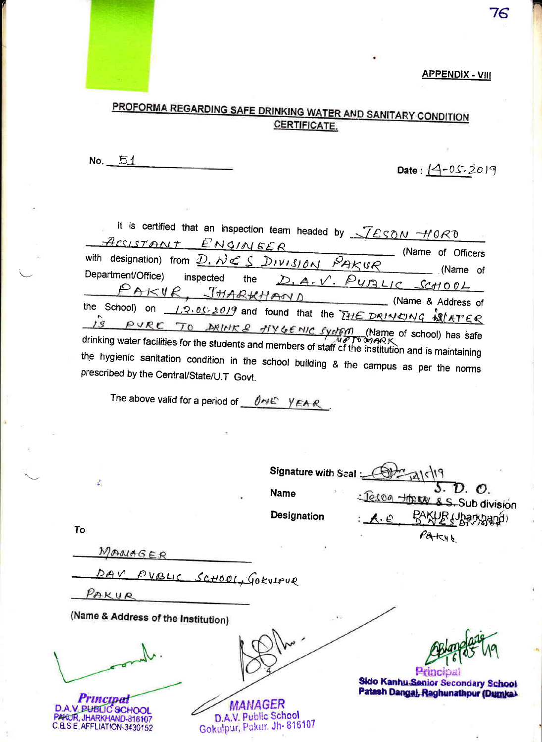**APPENDIX - VIII**

**PROFORMA REGARDING SAFE DRINKING WATER AND SANITARY CONDITION CERTIFICATE.**

No. 51

Date : 14-05-2019

It is certified that an inspection team headed by JESON HORO ASSISTANT ENGINEER (Name of Officers with designation) from D. W. & S. DIVISION PAKUR (Name of Department/Office) inspected the D.A.V. PUBLIC SCHOOL PAKUR, JHARKHAND (Name & Address of the School) on 13.05.2019 and found that the THE DRINKING WATER IS PURE TO DRINK & HYGENIC SYSTEM UP TO MARK (Name of school) has safe drinking water facilities for the students and members of staff of the institution and is maintaining the hygienic sanitation condition in the school building & the campus as per the norms prescribed by the Central/State/U.T Govt.

The above valid for a period of ONE YEAR.

Signature with Seal : (signed) 14/5/19

Name : Jeson Horo

Designation : A.E.

S. D. O.
D. W. & S. Sub division
PAKUR (Jharkhand)
D. W. & S. Division
Pakur

To

MANAGER

DAV PUBLIC SCHOOL, GOKULPUR

PAKUR

(Name & Address of the Institution)

Principal
D.A.V. PUBLIC SCHOOL
PAKUR, JHARKHAND-816107
C.B.S.E. AFFLIATION-3430152

MANAGER
D.A.V. Public School
Gokulpur, Pakur, Jh- 816107

Principal
Sido Kanhu Senior Secondary School
Patash Dangal, Raghunathpur (Dumka)
16/05/19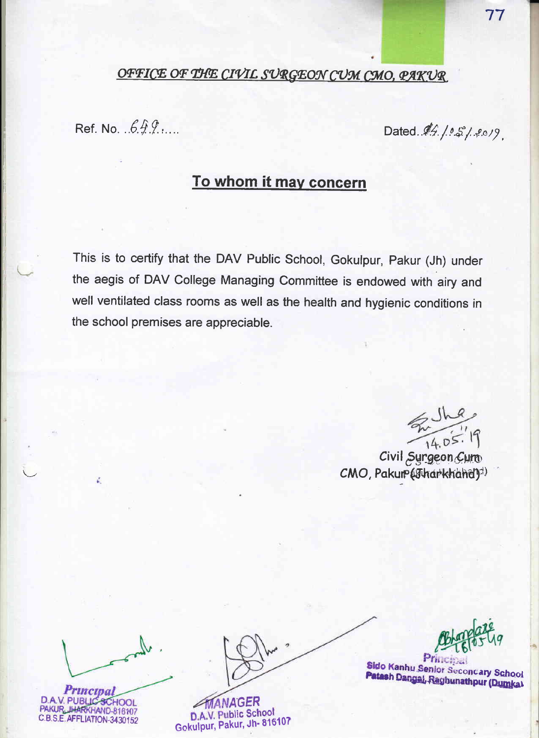## OFFICE OF THE CIVIL SURGEON CUM CMO, PAKUR

Ref. No. ..659.....

Dated..14/05/2019.

## To whom it may concern

This is to certify that the DAV Public School, Gokulpur, Pakur (Jh) under the aegis of DAV College Managing Committee is endowed with airy and well ventilated class rooms as well as the health and hygienic conditions in the school premises are appreciable.

14.05.19

Civil Surgeon Cum
CMO, Pakur (Jharkhand)

Principal
D.A.V. PUBLIC SCHOOL
PAKUR, JHARKHAND-816107
C.B.S.E. AFFLIATION-3430152

MANAGER
D.A.V. Public School
Gokulpur, Pakur, Jh- 816107

16/05/19
Principal
Sido Kanhu Senior Secondary School
Patash Dangal, Raghunathpur (Dumka)